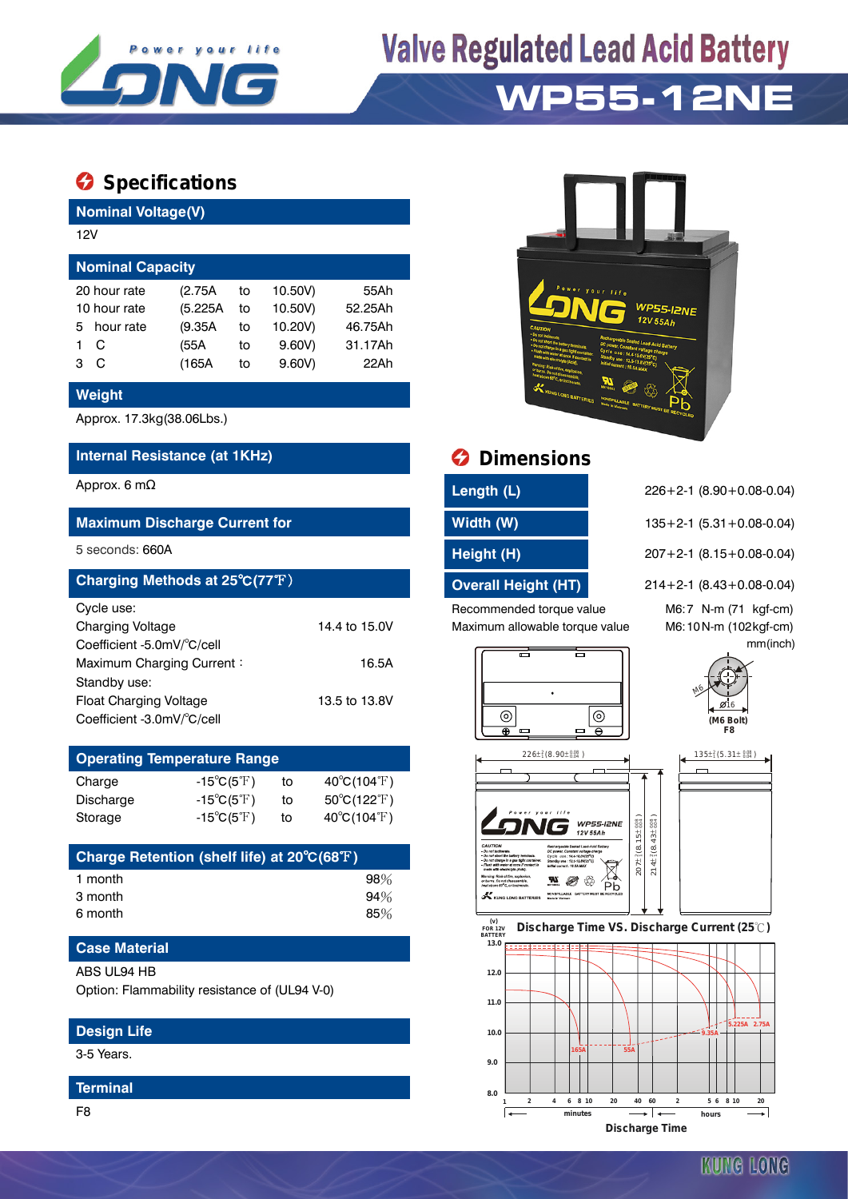# Valve Regulated Lead Acid Battery

# WP55-12NE

## Specifications

### Nominal Voltage(V)

12V

### Nominal Capacity

| | | | | |
|---|---|---|---|---|
| 20 hour rate | (2.75A | to | 10.50V) | 55Ah |
| 10 hour rate | (5.225A | to | 10.50V) | 52.25Ah |
| 5 hour rate | (9.35A | to | 10.20V) | 46.75Ah |
| 1 C | (55A | to | 9.60V) | 31.17Ah |
| 3 C | (165A | to | 9.60V) | 22Ah |

### Weight

Approx. 17.3kg(38.06Lbs.)

### Internal Resistance (at 1KHz)

Approx. 6 mΩ

### Maximum Discharge Current for

5 seconds: 660A

### Charging Methods at 25℃(77℉)

Cycle use:

| | |
|---|---|
| Charging Voltage | 14.4 to 15.0V |
| Coefficient -5.0mV/℃/cell | |
| Maximum Charging Current： | 16.5A |

Standby use:

| | |
|---|---|
| Float Charging Voltage | 13.5 to 13.8V |
| Coefficient -3.0mV/℃/cell | |

### Operating Temperature Range

| | | | |
|---|---|---|---|
| Charge | -15℃(5℉) | to | 40℃(104℉) |
| Discharge | -15℃(5℉) | to | 50℃(122℉) |
| Storage | -15℃(5℉) | to | 40℃(104℉) |

### Charge Retention (shelf life) at 20℃(68℉)

| | |
|---|---|
| 1 month | 98% |
| 3 month | 94% |
| 6 month | 85% |

### Case Material

ABS UL94 HB

Option: Flammability resistance of (UL94 V-0)

### Design Life

3-5 Years.

### Terminal

F8

## Dimensions

| | |
|---|---|
| Length (L) | 226+2-1 (8.90+0.08-0.04) |
| Width (W) | 135+2-1 (5.31+0.08-0.04) |
| Height (H) | 207+2-1 (8.15+0.08-0.04) |
| Overall Height (HT) | 214+2-1 (8.43+0.08-0.04) |

| | |
|---|---|
| Recommended torque value | M6:7 N-m (71 kgf-cm) |
| Maximum allowable torque value | M6:10N-m (102kgf-cm) |

mm(inch)

(M6 Bolt) F8

Discharge Time VS. Discharge Current (25℃)

Discharge Time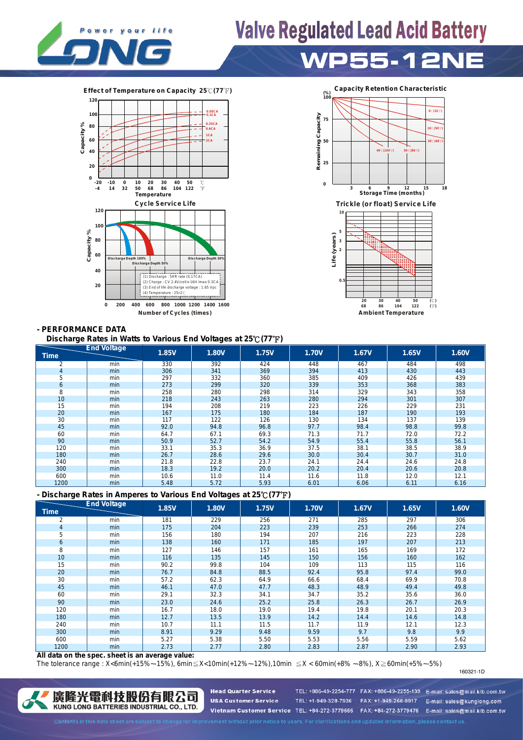# Valve Regulated Lead Acid Battery

# WP55-12NE

Power your life

LONG

**Effect of Temperature on Capacity 25℃(77℉)**

Capacity %

120
100
80
60
40
20
0

0.05CA
0.1CA
0.25CA
0.6CA
1CA
2CA

-20 -10 0 10 20 30 40 50 ℃
-4 14 32 50 68 86 104 122 ℉

Temperature

**Capacity Retention Characteristic**

(%)
100
75
50
25
0

Remaining Capacity

0℃(32℉)
10℃(50℉)
20℃(68℉)
30℃(86℉)
40℃(104℉)

3 6 9 12 15 18

Storage Time (months)

**Cycle Service Life**

Capacity %

120
100
80
60
40
20

Discharge Depth 100%
Discharge Depth 50%
Discharge Depth 30%

(1) Discharge : 5HR rate (0.17CA)
(2) Charge : CV 2.4V/cell±16H Imax 0.3CA
(3) End of life discharge voltage : 1.65 Vpc
(4) Temperature : 25±2℃

0 200 400 600 800 1000 1200 1400 1600

Number of Cycles (times)

**Trickle (or float) Service Life**

Life (years)

10
5
3
2
0.5

20 30 40 50 (℃)
68 86 104 122 (℉)

Ambient Temperature

## - PERFORMANCE DATA

**Discharge Rates in Watts to Various End Voltages at 25℃(77℉)**

| Time | End Voltage | 1.85V | 1.80V | 1.75V | 1.70V | 1.67V | 1.65V | 1.60V |
|---|---|---|---|---|---|---|---|---|
| 2 | min | 330 | 392 | 424 | 448 | 467 | 484 | 498 |
| 4 | min | 306 | 341 | 369 | 394 | 413 | 430 | 443 |
| 5 | min | 297 | 332 | 360 | 385 | 409 | 426 | 439 |
| 6 | min | 273 | 299 | 320 | 339 | 353 | 368 | 383 |
| 8 | min | 258 | 280 | 298 | 314 | 329 | 343 | 358 |
| 10 | min | 218 | 243 | 263 | 280 | 294 | 301 | 307 |
| 15 | min | 194 | 208 | 219 | 223 | 226 | 229 | 231 |
| 20 | min | 167 | 175 | 180 | 184 | 187 | 190 | 193 |
| 30 | min | 117 | 122 | 126 | 130 | 134 | 137 | 139 |
| 45 | min | 92.0 | 94.8 | 96.8 | 97.7 | 98.4 | 98.8 | 99.8 |
| 60 | min | 64.7 | 67.1 | 69.3 | 71.3 | 71.7 | 72.0 | 72.2 |
| 90 | min | 50.9 | 52.7 | 54.2 | 54.9 | 55.4 | 55.8 | 56.1 |
| 120 | min | 33.1 | 35.3 | 36.9 | 37.5 | 38.1 | 38.5 | 38.9 |
| 180 | min | 26.7 | 28.6 | 29.6 | 30.0 | 30.4 | 30.7 | 31.0 |
| 240 | min | 21.8 | 22.8 | 23.7 | 24.1 | 24.4 | 24.6 | 24.8 |
| 300 | min | 18.3 | 19.2 | 20.0 | 20.2 | 20.4 | 20.6 | 20.8 |
| 600 | min | 10.6 | 11.0 | 11.4 | 11.6 | 11.8 | 12.0 | 12.1 |
| 1200 | min | 5.48 | 5.72 | 5.93 | 6.01 | 6.06 | 6.11 | 6.16 |

**- Discharge Rates in Amperes to Various End Voltages at 25℃(77℉)**

| Time | End Voltage | 1.85V | 1.80V | 1.75V | 1.70V | 1.67V | 1.65V | 1.60V |
|---|---|---|---|---|---|---|---|---|
| 2 | min | 181 | 229 | 256 | 271 | 285 | 297 | 306 |
| 4 | min | 175 | 204 | 223 | 239 | 253 | 266 | 274 |
| 5 | min | 156 | 180 | 194 | 207 | 216 | 223 | 228 |
| 6 | min | 138 | 160 | 171 | 185 | 197 | 207 | 213 |
| 8 | min | 127 | 146 | 157 | 161 | 165 | 169 | 172 |
| 10 | min | 116 | 135 | 145 | 150 | 156 | 160 | 162 |
| 15 | min | 90.2 | 99.8 | 104 | 109 | 113 | 115 | 116 |
| 20 | min | 76.7 | 84.8 | 88.5 | 92.4 | 95.8 | 97.4 | 99.0 |
| 30 | min | 57.2 | 62.3 | 64.9 | 66.6 | 68.4 | 69.9 | 70.8 |
| 45 | min | 46.1 | 47.0 | 47.7 | 48.3 | 48.9 | 49.4 | 49.8 |
| 60 | min | 29.1 | 32.3 | 34.1 | 34.7 | 35.2 | 35.6 | 36.0 |
| 90 | min | 23.0 | 24.6 | 25.2 | 25.8 | 26.3 | 26.7 | 26.9 |
| 120 | min | 16.7 | 18.0 | 19.0 | 19.4 | 19.8 | 20.1 | 20.3 |
| 180 | min | 12.7 | 13.5 | 13.9 | 14.2 | 14.4 | 14.6 | 14.8 |
| 240 | min | 10.7 | 11.1 | 11.5 | 11.7 | 11.9 | 12.1 | 12.3 |
| 300 | min | 8.91 | 9.29 | 9.48 | 9.59 | 9.7 | 9.8 | 9.9 |
| 600 | min | 5.27 | 5.38 | 5.50 | 5.53 | 5.56 | 5.59 | 5.62 |
| 1200 | min | 2.73 | 2.77 | 2.80 | 2.83 | 2.87 | 2.90 | 2.93 |

**All data on the spec. sheet is an average value:**

The tolerance range : X<6min(+15%~15%), 6min≦X<10min(+12%~12%),10min ≦X < 60min(+8% ~8%), X≧60min(+5%~5%)

160321-1D

廣隆光電科技股份有限公司
KUNG LONG BATTERIES INDUSTRIAL CO., LTD.

| | | | |
|---|---|---|---|
| Head Quarter Service | TEL: +886-49-2254-777 | FAX: +886-49-2255-139 | E-mail: sales@mail.klb.com.tw |
| USA Customer Service | TEL: +1-949-328-7936 | FAX: +1-949-266-9917 | E-mail: sales@kunglong.com |
| Vietnam Customer Service | TEL: +84-272-3779666 | FAX: +84-272-3779476 | E-mail: sales@mail.klb.com.tw |

Contents in this data sheet are subject to change for improvement without prior notice to users. For clarifications and updated information, please contact us.